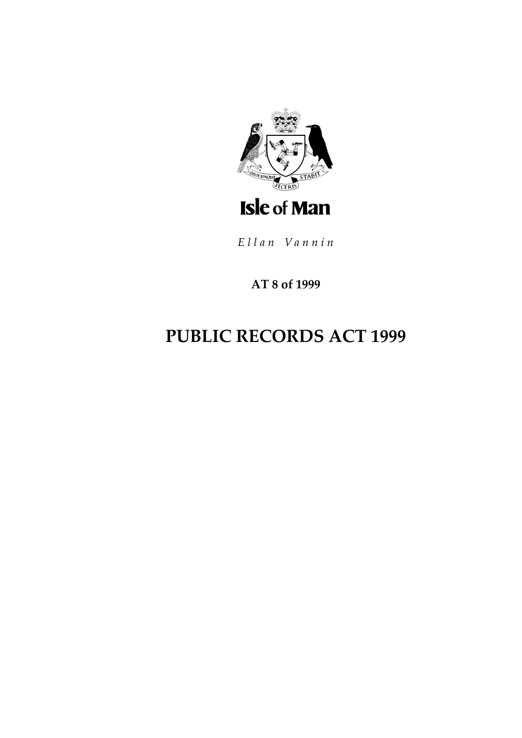**Isle of Man**

*Ellan Vannin*

**AT 8 of 1999**

# PUBLIC RECORDS ACT 1999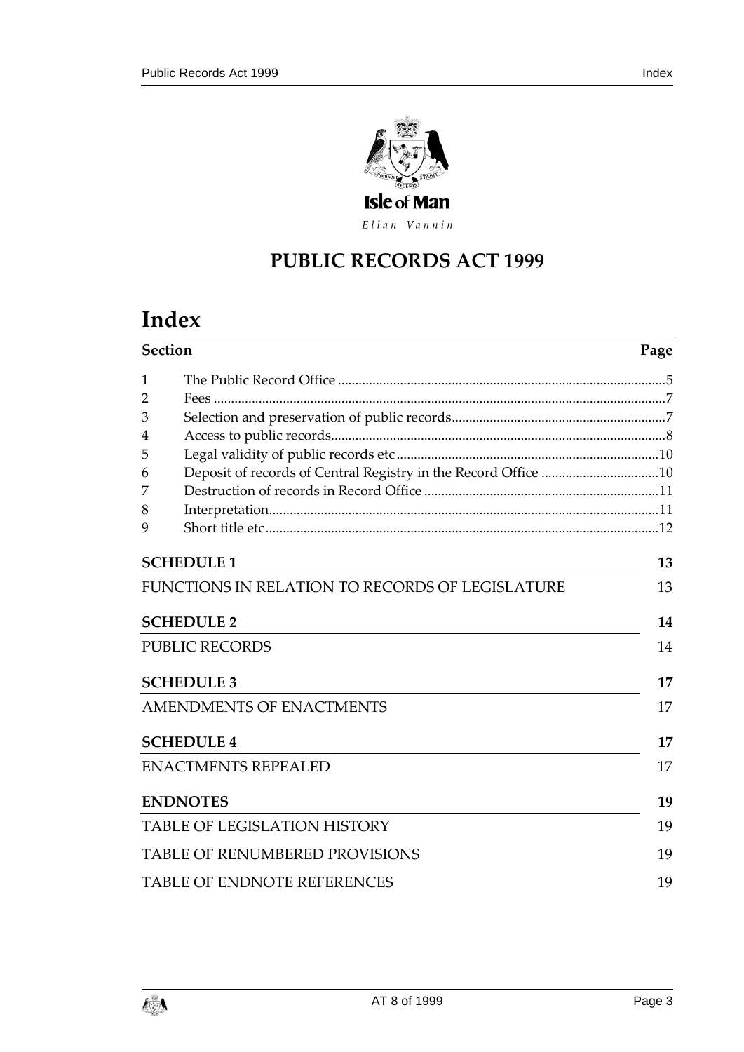Isle of Man

*Ellan Vannin*

# PUBLIC RECORDS ACT 1999

## Index

| Section | | Page |
|---|---|---|
| 1 | The Public Record Office | 5 |
| 2 | Fees | 7 |
| 3 | Selection and preservation of public records | 7 |
| 4 | Access to public records | 8 |
| 5 | Legal validity of public records etc | 10 |
| 6 | Deposit of records of Central Registry in the Record Office | 10 |
| 7 | Destruction of records in Record Office | 11 |
| 8 | Interpretation | 11 |
| 9 | Short title etc | 12 |

| | |
|---|---|
| **SCHEDULE 1** | **13** |
| FUNCTIONS IN RELATION TO RECORDS OF LEGISLATURE | 13 |
| **SCHEDULE 2** | **14** |
| PUBLIC RECORDS | 14 |
| **SCHEDULE 3** | **17** |
| AMENDMENTS OF ENACTMENTS | 17 |
| **SCHEDULE 4** | **17** |
| ENACTMENTS REPEALED | 17 |
| **ENDNOTES** | **19** |
| TABLE OF LEGISLATION HISTORY | 19 |
| TABLE OF RENUMBERED PROVISIONS | 19 |
| TABLE OF ENDNOTE REFERENCES | 19 |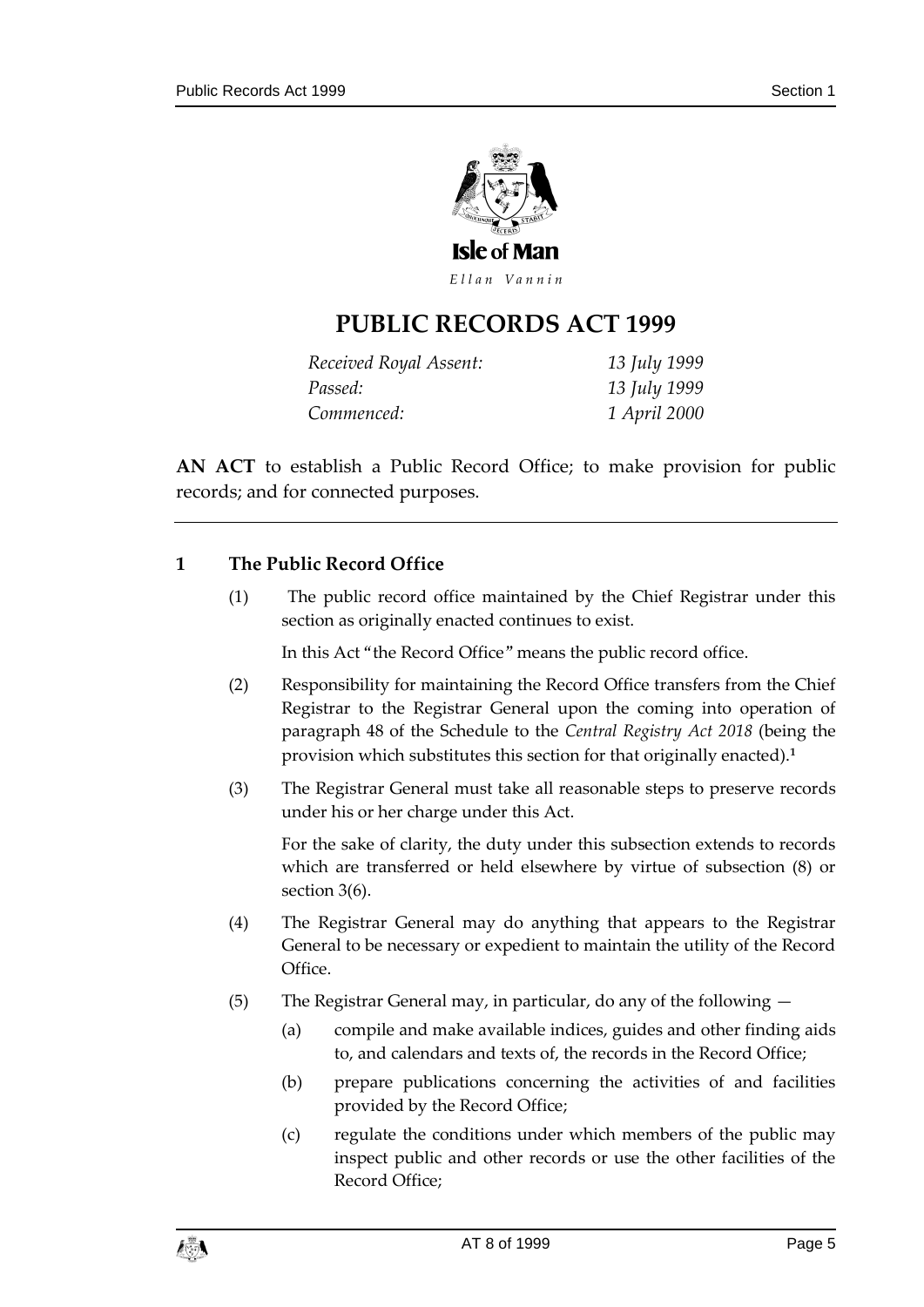Isle of Man

*Ellan Vannin*

# PUBLIC RECORDS ACT 1999

| | |
|---|---|
| *Received Royal Assent:* | *13 July 1999* |
| *Passed:* | *13 July 1999* |
| *Commenced:* | *1 April 2000* |

**AN ACT** to establish a Public Record Office; to make provision for public records; and for connected purposes.

---

## 1 The Public Record Office

(1) The public record office maintained by the Chief Registrar under this section as originally enacted continues to exist.

In this Act "the Record Office" means the public record office.

(2) Responsibility for maintaining the Record Office transfers from the Chief Registrar to the Registrar General upon the coming into operation of paragraph 48 of the Schedule to the *Central Registry Act 2018* (being the provision which substitutes this section for that originally enacted).[1]

(3) The Registrar General must take all reasonable steps to preserve records under his or her charge under this Act.

For the sake of clarity, the duty under this subsection extends to records which are transferred or held elsewhere by virtue of subsection (8) or section 3(6).

(4) The Registrar General may do anything that appears to the Registrar General to be necessary or expedient to maintain the utility of the Record Office.

(5) The Registrar General may, in particular, do any of the following —

(a) compile and make available indices, guides and other finding aids to, and calendars and texts of, the records in the Record Office;

(b) prepare publications concerning the activities of and facilities provided by the Record Office;

(c) regulate the conditions under which members of the public may inspect public and other records or use the other facilities of the Record Office;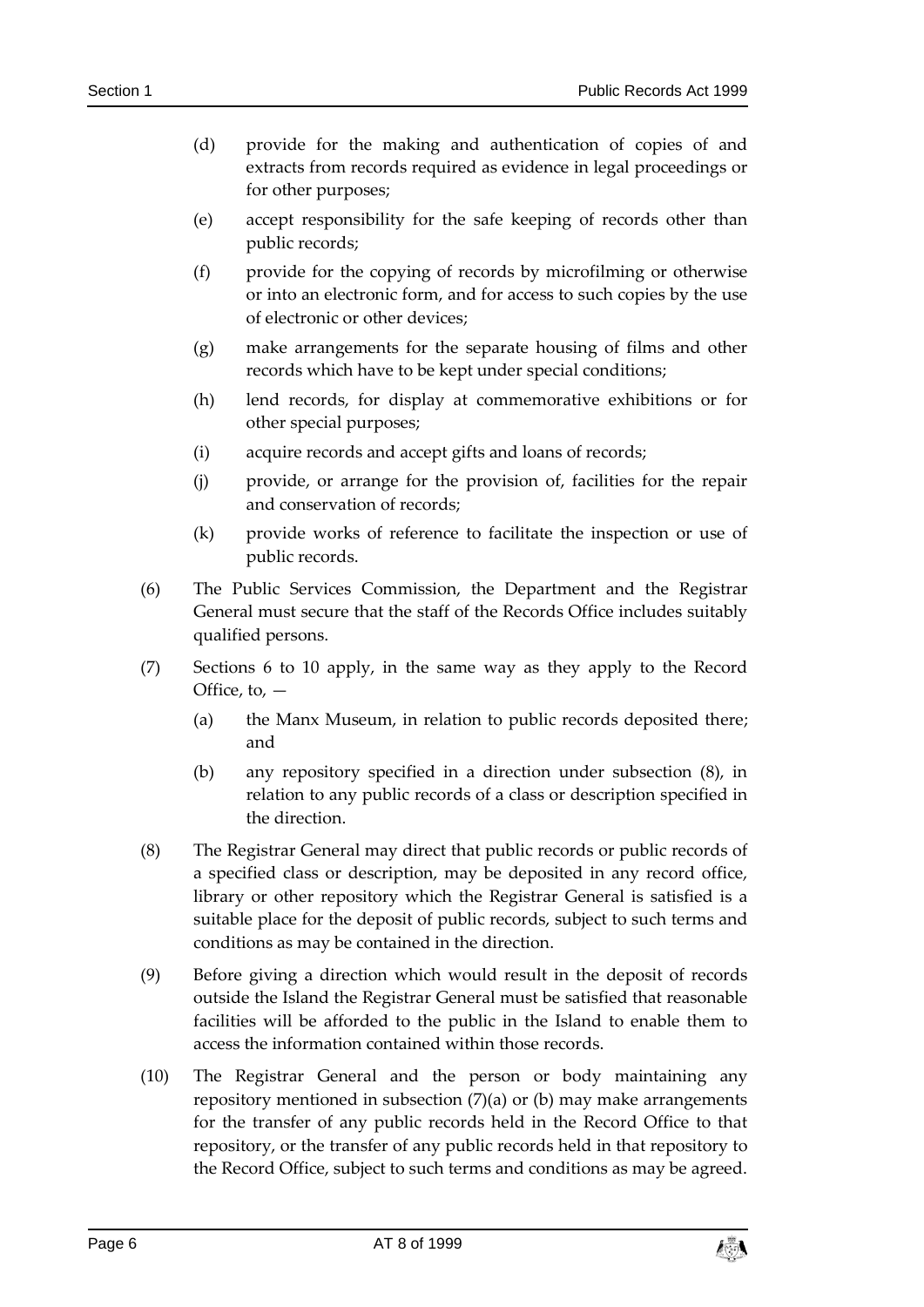(d) provide for the making and authentication of copies of and extracts from records required as evidence in legal proceedings or for other purposes;

(e) accept responsibility for the safe keeping of records other than public records;

(f) provide for the copying of records by microfilming or otherwise or into an electronic form, and for access to such copies by the use of electronic or other devices;

(g) make arrangements for the separate housing of films and other records which have to be kept under special conditions;

(h) lend records, for display at commemorative exhibitions or for other special purposes;

(i) acquire records and accept gifts and loans of records;

(j) provide, or arrange for the provision of, facilities for the repair and conservation of records;

(k) provide works of reference to facilitate the inspection or use of public records.

(6) The Public Services Commission, the Department and the Registrar General must secure that the staff of the Records Office includes suitably qualified persons.

(7) Sections 6 to 10 apply, in the same way as they apply to the Record Office, to, —

(a) the Manx Museum, in relation to public records deposited there; and

(b) any repository specified in a direction under subsection (8), in relation to any public records of a class or description specified in the direction.

(8) The Registrar General may direct that public records or public records of a specified class or description, may be deposited in any record office, library or other repository which the Registrar General is satisfied is a suitable place for the deposit of public records, subject to such terms and conditions as may be contained in the direction.

(9) Before giving a direction which would result in the deposit of records outside the Island the Registrar General must be satisfied that reasonable facilities will be afforded to the public in the Island to enable them to access the information contained within those records.

(10) The Registrar General and the person or body maintaining any repository mentioned in subsection (7)(a) or (b) may make arrangements for the transfer of any public records held in the Record Office to that repository, or the transfer of any public records held in that repository to the Record Office, subject to such terms and conditions as may be agreed.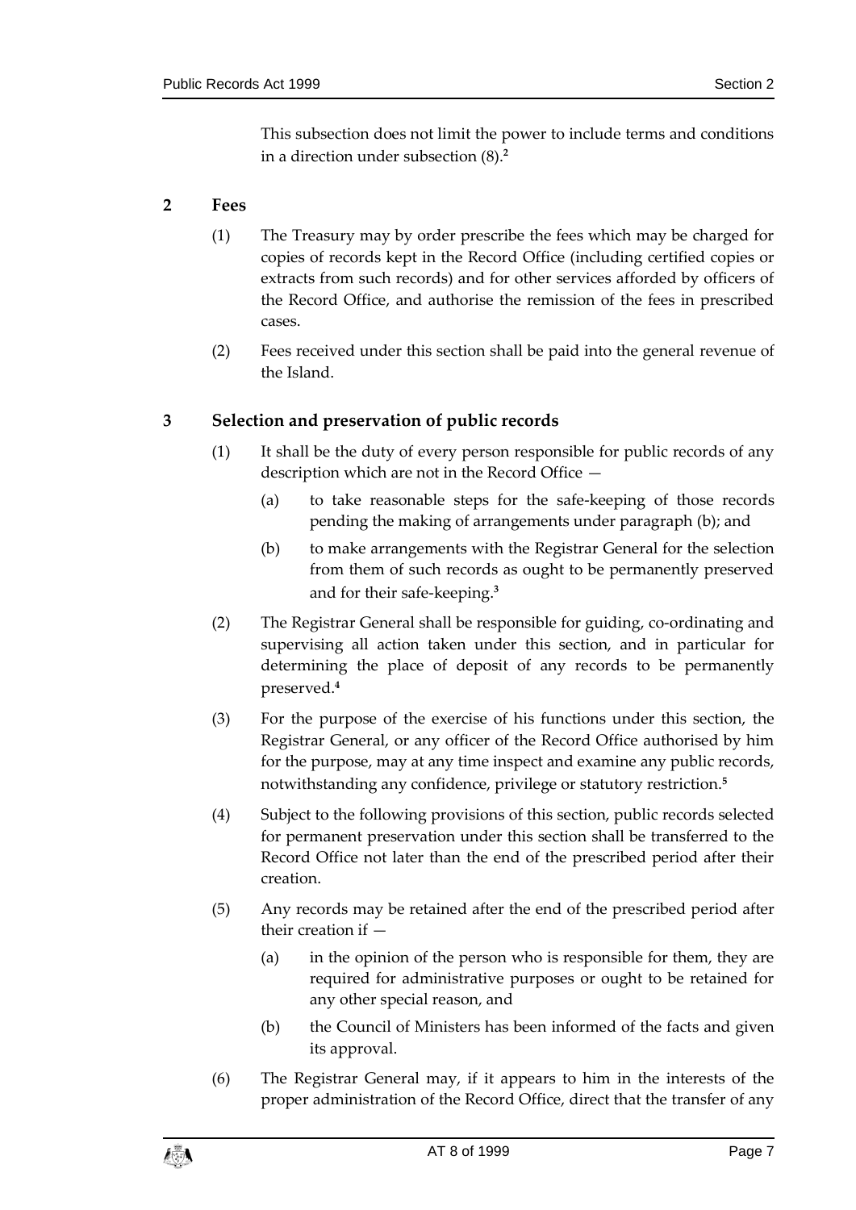This subsection does not limit the power to include terms and conditions in a direction under subsection (8).[2]

## 2 Fees

(1) The Treasury may by order prescribe the fees which may be charged for copies of records kept in the Record Office (including certified copies or extracts from such records) and for other services afforded by officers of the Record Office, and authorise the remission of the fees in prescribed cases.

(2) Fees received under this section shall be paid into the general revenue of the Island.

## 3 Selection and preservation of public records

(1) It shall be the duty of every person responsible for public records of any description which are not in the Record Office —

(a) to take reasonable steps for the safe-keeping of those records pending the making of arrangements under paragraph (b); and

(b) to make arrangements with the Registrar General for the selection from them of such records as ought to be permanently preserved and for their safe-keeping.[3]

(2) The Registrar General shall be responsible for guiding, co-ordinating and supervising all action taken under this section, and in particular for determining the place of deposit of any records to be permanently preserved.[4]

(3) For the purpose of the exercise of his functions under this section, the Registrar General, or any officer of the Record Office authorised by him for the purpose, may at any time inspect and examine any public records, notwithstanding any confidence, privilege or statutory restriction.[5]

(4) Subject to the following provisions of this section, public records selected for permanent preservation under this section shall be transferred to the Record Office not later than the end of the prescribed period after their creation.

(5) Any records may be retained after the end of the prescribed period after their creation if —

(a) in the opinion of the person who is responsible for them, they are required for administrative purposes or ought to be retained for any other special reason, and

(b) the Council of Ministers has been informed of the facts and given its approval.

(6) The Registrar General may, if it appears to him in the interests of the proper administration of the Record Office, direct that the transfer of any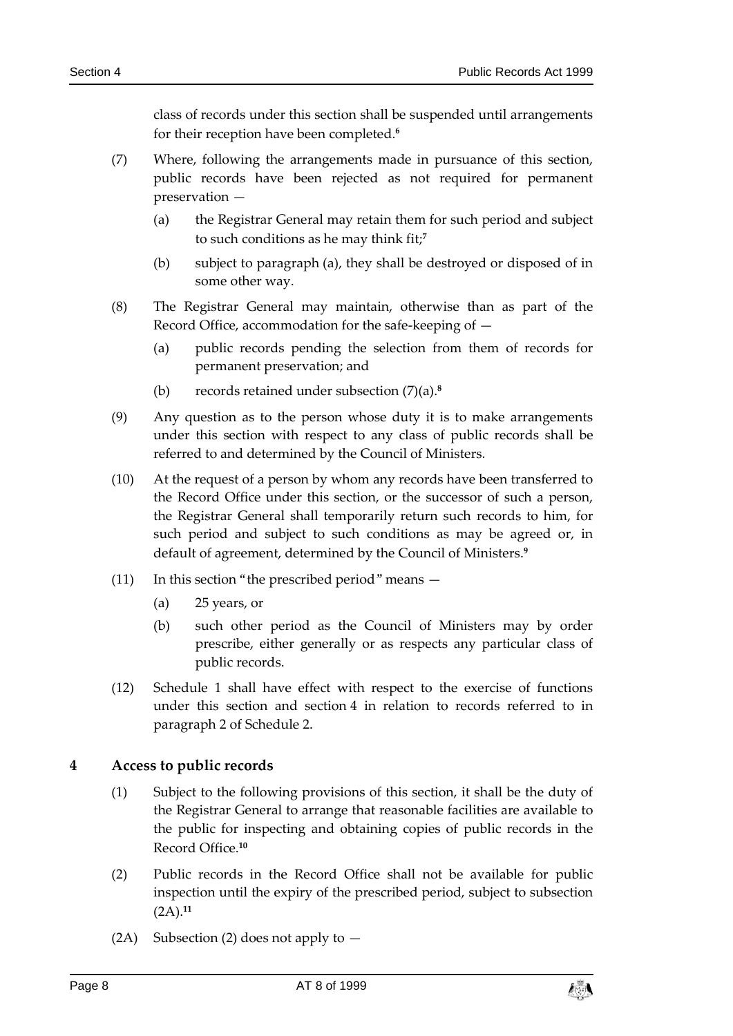class of records under this section shall be suspended until arrangements for their reception have been completed.[6]

(7) Where, following the arrangements made in pursuance of this section, public records have been rejected as not required for permanent preservation —

(a) the Registrar General may retain them for such period and subject to such conditions as he may think fit;[7]

(b) subject to paragraph (a), they shall be destroyed or disposed of in some other way.

(8) The Registrar General may maintain, otherwise than as part of the Record Office, accommodation for the safe-keeping of —

(a) public records pending the selection from them of records for permanent preservation; and

(b) records retained under subsection (7)(a).[8]

(9) Any question as to the person whose duty it is to make arrangements under this section with respect to any class of public records shall be referred to and determined by the Council of Ministers.

(10) At the request of a person by whom any records have been transferred to the Record Office under this section, or the successor of such a person, the Registrar General shall temporarily return such records to him, for such period and subject to such conditions as may be agreed or, in default of agreement, determined by the Council of Ministers.[9]

(11) In this section "the prescribed period" means —

(a) 25 years, or

(b) such other period as the Council of Ministers may by order prescribe, either generally or as respects any particular class of public records.

(12) Schedule 1 shall have effect with respect to the exercise of functions under this section and section 4 in relation to records referred to in paragraph 2 of Schedule 2.

## 4 Access to public records

(1) Subject to the following provisions of this section, it shall be the duty of the Registrar General to arrange that reasonable facilities are available to the public for inspecting and obtaining copies of public records in the Record Office.[10]

(2) Public records in the Record Office shall not be available for public inspection until the expiry of the prescribed period, subject to subsection (2A).[11]

(2A) Subsection (2) does not apply to —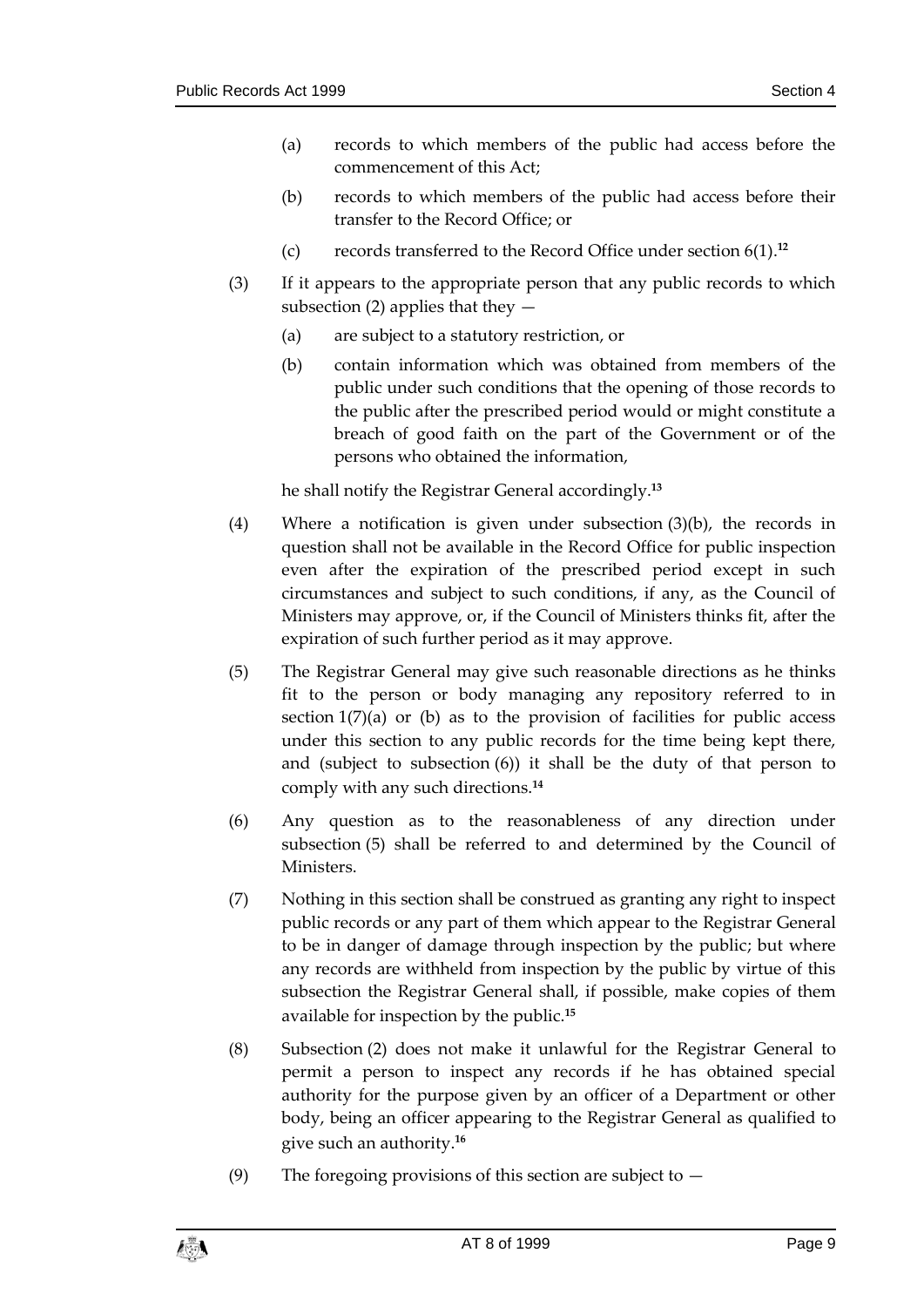(a) records to which members of the public had access before the commencement of this Act;

(b) records to which members of the public had access before their transfer to the Record Office; or

(c) records transferred to the Record Office under section 6(1).[12]

(3) If it appears to the appropriate person that any public records to which subsection (2) applies that they —

(a) are subject to a statutory restriction, or

(b) contain information which was obtained from members of the public under such conditions that the opening of those records to the public after the prescribed period would or might constitute a breach of good faith on the part of the Government or of the persons who obtained the information,

he shall notify the Registrar General accordingly.[13]

(4) Where a notification is given under subsection (3)(b), the records in question shall not be available in the Record Office for public inspection even after the expiration of the prescribed period except in such circumstances and subject to such conditions, if any, as the Council of Ministers may approve, or, if the Council of Ministers thinks fit, after the expiration of such further period as it may approve.

(5) The Registrar General may give such reasonable directions as he thinks fit to the person or body managing any repository referred to in section 1(7)(a) or (b) as to the provision of facilities for public access under this section to any public records for the time being kept there, and (subject to subsection (6)) it shall be the duty of that person to comply with any such directions.[14]

(6) Any question as to the reasonableness of any direction under subsection (5) shall be referred to and determined by the Council of Ministers.

(7) Nothing in this section shall be construed as granting any right to inspect public records or any part of them which appear to the Registrar General to be in danger of damage through inspection by the public; but where any records are withheld from inspection by the public by virtue of this subsection the Registrar General shall, if possible, make copies of them available for inspection by the public.[15]

(8) Subsection (2) does not make it unlawful for the Registrar General to permit a person to inspect any records if he has obtained special authority for the purpose given by an officer of a Department or other body, being an officer appearing to the Registrar General as qualified to give such an authority.[16]

(9) The foregoing provisions of this section are subject to —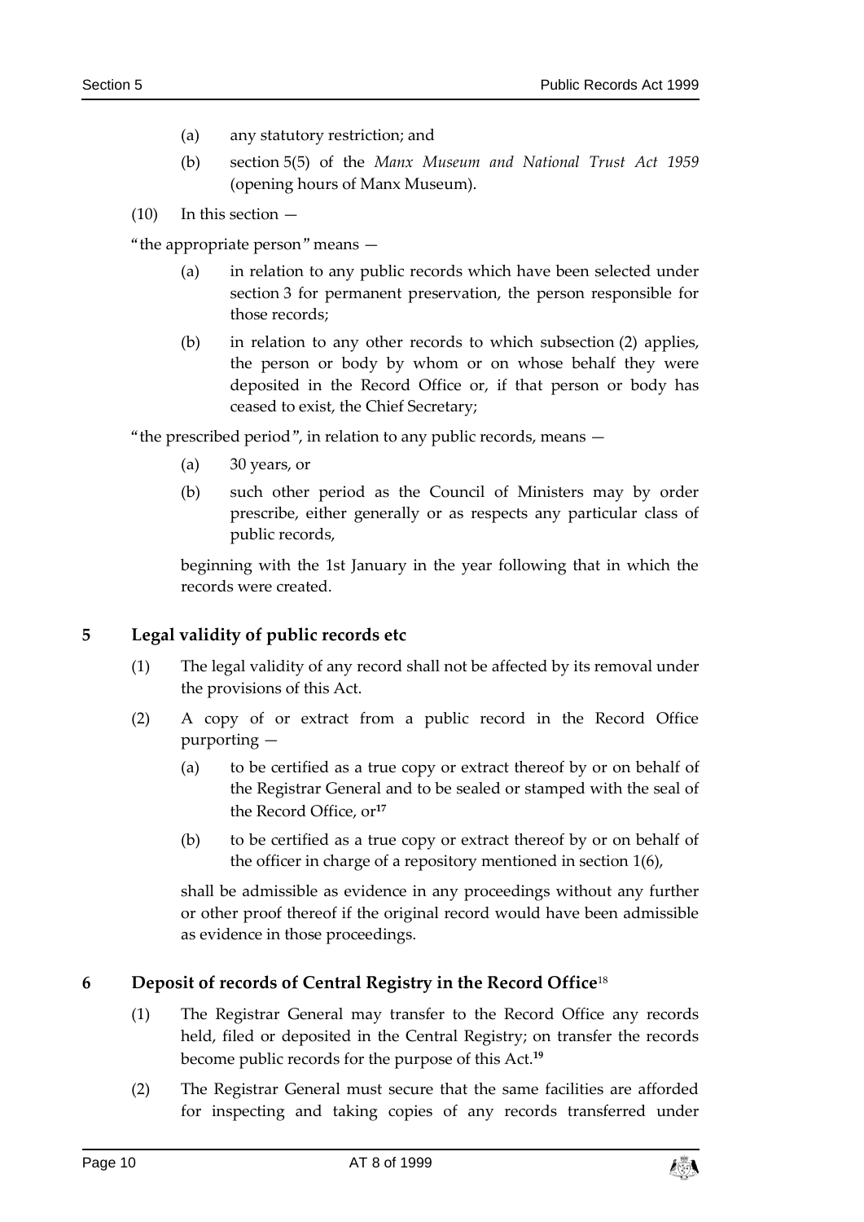(a) any statutory restriction; and

(b) section 5(5) of the *Manx Museum and National Trust Act 1959* (opening hours of Manx Museum).

(10) In this section —

"the appropriate person" means —

(a) in relation to any public records which have been selected under section 3 for permanent preservation, the person responsible for those records;

(b) in relation to any other records to which subsection (2) applies, the person or body by whom or on whose behalf they were deposited in the Record Office or, if that person or body has ceased to exist, the Chief Secretary;

"the prescribed period", in relation to any public records, means —

(a) 30 years, or

(b) such other period as the Council of Ministers may by order prescribe, either generally or as respects any particular class of public records,

beginning with the 1st January in the year following that in which the records were created.

## 5 Legal validity of public records etc

(1) The legal validity of any record shall not be affected by its removal under the provisions of this Act.

(2) A copy of or extract from a public record in the Record Office purporting —

(a) to be certified as a true copy or extract thereof by or on behalf of the Registrar General and to be sealed or stamped with the seal of the Record Office, or[17]

(b) to be certified as a true copy or extract thereof by or on behalf of the officer in charge of a repository mentioned in section 1(6),

shall be admissible as evidence in any proceedings without any further or other proof thereof if the original record would have been admissible as evidence in those proceedings.

## 6 Deposit of records of Central Registry in the Record Office[18]

(1) The Registrar General may transfer to the Record Office any records held, filed or deposited in the Central Registry; on transfer the records become public records for the purpose of this Act.[19]

(2) The Registrar General must secure that the same facilities are afforded for inspecting and taking copies of any records transferred under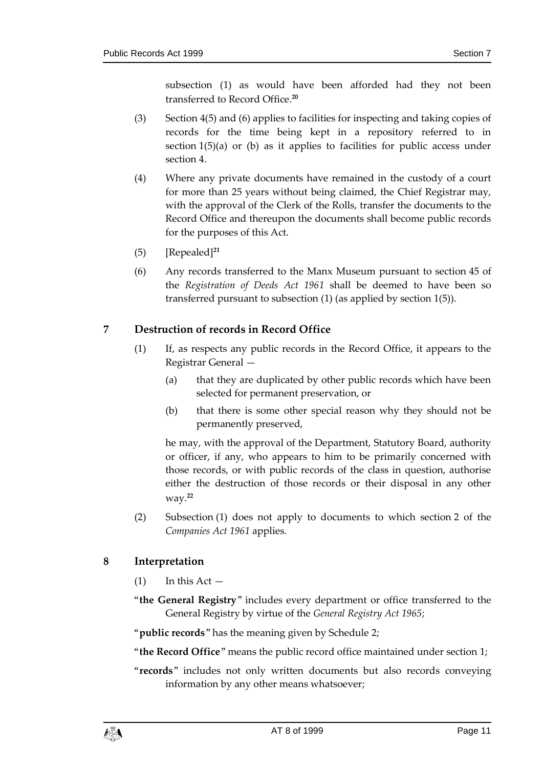subsection (1) as would have been afforded had they not been transferred to Record Office.[20]

(3) Section 4(5) and (6) applies to facilities for inspecting and taking copies of records for the time being kept in a repository referred to in section 1(5)(a) or (b) as it applies to facilities for public access under section 4.

(4) Where any private documents have remained in the custody of a court for more than 25 years without being claimed, the Chief Registrar may, with the approval of the Clerk of the Rolls, transfer the documents to the Record Office and thereupon the documents shall become public records for the purposes of this Act.

(5) [Repealed][21]

(6) Any records transferred to the Manx Museum pursuant to section 45 of the *Registration of Deeds Act 1961* shall be deemed to have been so transferred pursuant to subsection (1) (as applied by section 1(5)).

## 7 Destruction of records in Record Office

(1) If, as respects any public records in the Record Office, it appears to the Registrar General —

(a) that they are duplicated by other public records which have been selected for permanent preservation, or

(b) that there is some other special reason why they should not be permanently preserved,

he may, with the approval of the Department, Statutory Board, authority or officer, if any, who appears to him to be primarily concerned with those records, or with public records of the class in question, authorise either the destruction of those records or their disposal in any other way.[22]

(2) Subsection (1) does not apply to documents to which section 2 of the *Companies Act 1961* applies.

## 8 Interpretation

(1) In this Act —

"**the General Registry**" includes every department or office transferred to the General Registry by virtue of the *General Registry Act 1965*;

"**public records**" has the meaning given by Schedule 2;

"**the Record Office**" means the public record office maintained under section 1;

"**records**" includes not only written documents but also records conveying information by any other means whatsoever;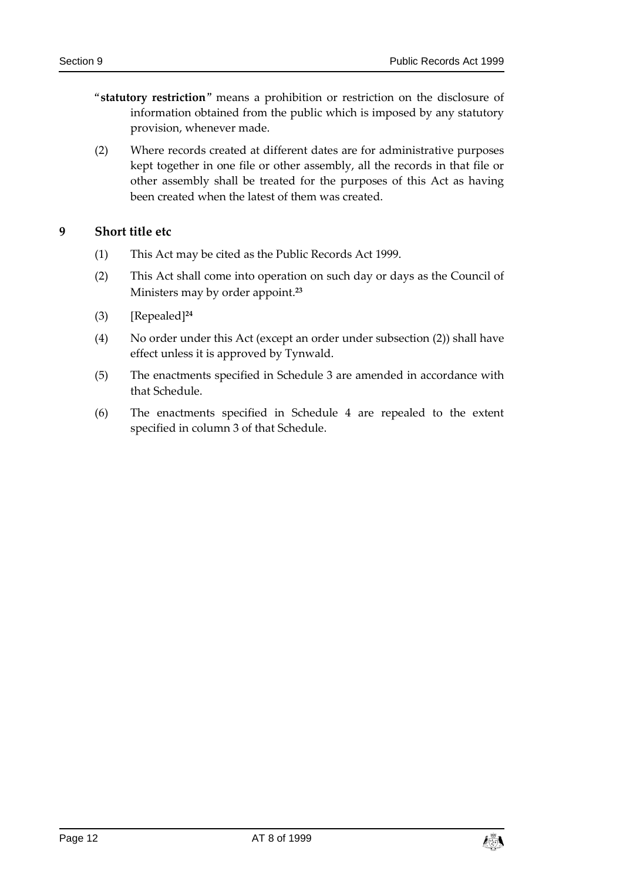"**statutory restriction**" means a prohibition or restriction on the disclosure of information obtained from the public which is imposed by any statutory provision, whenever made.

(2) Where records created at different dates are for administrative purposes kept together in one file or other assembly, all the records in that file or other assembly shall be treated for the purposes of this Act as having been created when the latest of them was created.

## 9 Short title etc

(1) This Act may be cited as the Public Records Act 1999.

(2) This Act shall come into operation on such day or days as the Council of Ministers may by order appoint.[23]

(3) [Repealed][24]

(4) No order under this Act (except an order under subsection (2)) shall have effect unless it is approved by Tynwald.

(5) The enactments specified in Schedule 3 are amended in accordance with that Schedule.

(6) The enactments specified in Schedule 4 are repealed to the extent specified in column 3 of that Schedule.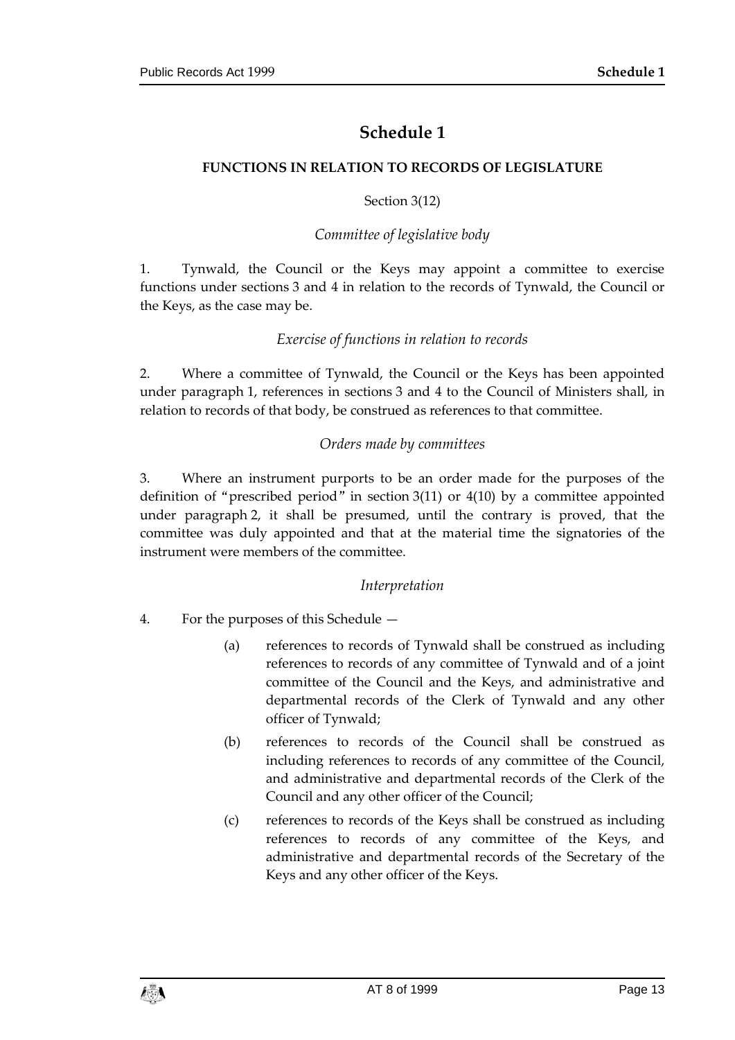# Schedule 1

## FUNCTIONS IN RELATION TO RECORDS OF LEGISLATURE

Section 3(12)

*Committee of legislative body*

1. Tynwald, the Council or the Keys may appoint a committee to exercise functions under sections 3 and 4 in relation to the records of Tynwald, the Council or the Keys, as the case may be.

*Exercise of functions in relation to records*

2. Where a committee of Tynwald, the Council or the Keys has been appointed under paragraph 1, references in sections 3 and 4 to the Council of Ministers shall, in relation to records of that body, be construed as references to that committee.

*Orders made by committees*

3. Where an instrument purports to be an order made for the purposes of the definition of "prescribed period" in section 3(11) or 4(10) by a committee appointed under paragraph 2, it shall be presumed, until the contrary is proved, that the committee was duly appointed and that at the material time the signatories of the instrument were members of the committee.

*Interpretation*

4. For the purposes of this Schedule —

   (a) references to records of Tynwald shall be construed as including references to records of any committee of Tynwald and of a joint committee of the Council and the Keys, and administrative and departmental records of the Clerk of Tynwald and any other officer of Tynwald;

   (b) references to records of the Council shall be construed as including references to records of any committee of the Council, and administrative and departmental records of the Clerk of the Council and any other officer of the Council;

   (c) references to records of the Keys shall be construed as including references to records of any committee of the Keys, and administrative and departmental records of the Secretary of the Keys and any other officer of the Keys.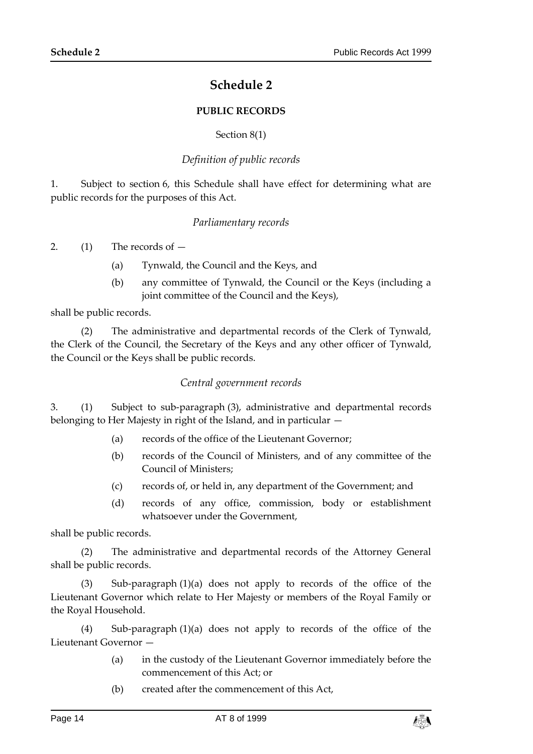# Schedule 2

**PUBLIC RECORDS**

Section 8(1)

*Definition of public records*

1. Subject to section 6, this Schedule shall have effect for determining what are public records for the purposes of this Act.

*Parliamentary records*

2. (1) The records of —

   (a) Tynwald, the Council and the Keys, and

   (b) any committee of Tynwald, the Council or the Keys (including a joint committee of the Council and the Keys),

shall be public records.

(2) The administrative and departmental records of the Clerk of Tynwald, the Clerk of the Council, the Secretary of the Keys and any other officer of Tynwald, the Council or the Keys shall be public records.

*Central government records*

3. (1) Subject to sub-paragraph (3), administrative and departmental records belonging to Her Majesty in right of the Island, and in particular —

   (a) records of the office of the Lieutenant Governor;

   (b) records of the Council of Ministers, and of any committee of the Council of Ministers;

   (c) records of, or held in, any department of the Government; and

   (d) records of any office, commission, body or establishment whatsoever under the Government,

shall be public records.

(2) The administrative and departmental records of the Attorney General shall be public records.

(3) Sub-paragraph (1)(a) does not apply to records of the office of the Lieutenant Governor which relate to Her Majesty or members of the Royal Family or the Royal Household.

(4) Sub-paragraph (1)(a) does not apply to records of the office of the Lieutenant Governor —

   (a) in the custody of the Lieutenant Governor immediately before the commencement of this Act; or

   (b) created after the commencement of this Act,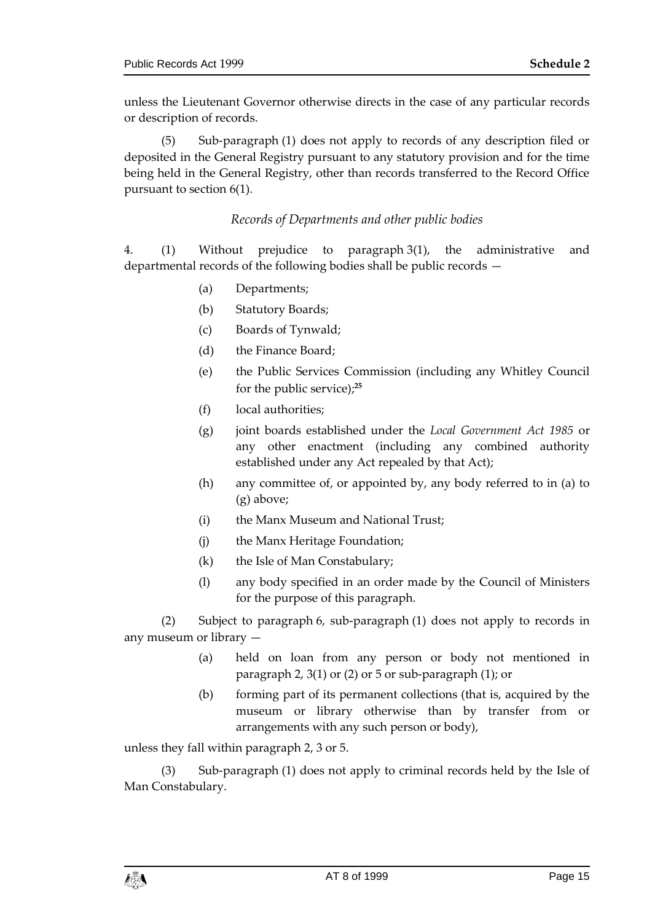unless the Lieutenant Governor otherwise directs in the case of any particular records or description of records.

(5) Sub-paragraph (1) does not apply to records of any description filed or deposited in the General Registry pursuant to any statutory provision and for the time being held in the General Registry, other than records transferred to the Record Office pursuant to section 6(1).

*Records of Departments and other public bodies*

4. (1) Without prejudice to paragraph 3(1), the administrative and departmental records of the following bodies shall be public records —

- (a) Departments;
- (b) Statutory Boards;
- (c) Boards of Tynwald;
- (d) the Finance Board;
- (e) the Public Services Commission (including any Whitley Council for the public service);[25]
- (f) local authorities;
- (g) joint boards established under the *Local Government Act 1985* or any other enactment (including any combined authority established under any Act repealed by that Act);
- (h) any committee of, or appointed by, any body referred to in (a) to (g) above;
- (i) the Manx Museum and National Trust;
- (j) the Manx Heritage Foundation;
- (k) the Isle of Man Constabulary;
- (l) any body specified in an order made by the Council of Ministers for the purpose of this paragraph.

(2) Subject to paragraph 6, sub-paragraph (1) does not apply to records in any museum or library —

- (a) held on loan from any person or body not mentioned in paragraph 2, 3(1) or (2) or 5 or sub-paragraph (1); or
- (b) forming part of its permanent collections (that is, acquired by the museum or library otherwise than by transfer from or arrangements with any such person or body),

unless they fall within paragraph 2, 3 or 5.

(3) Sub-paragraph (1) does not apply to criminal records held by the Isle of Man Constabulary.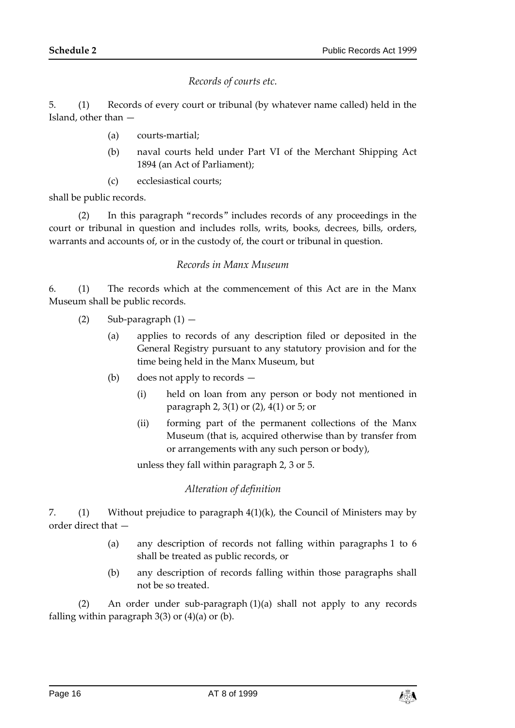*Records of courts etc.*

5. (1) Records of every court or tribunal (by whatever name called) held in the Island, other than —

- (a) courts-martial;
- (b) naval courts held under Part VI of the Merchant Shipping Act 1894 (an Act of Parliament);
- (c) ecclesiastical courts;

shall be public records.

(2) In this paragraph "records" includes records of any proceedings in the court or tribunal in question and includes rolls, writs, books, decrees, bills, orders, warrants and accounts of, or in the custody of, the court or tribunal in question.

*Records in Manx Museum*

6. (1) The records which at the commencement of this Act are in the Manx Museum shall be public records.

(2) Sub-paragraph (1) —

- (a) applies to records of any description filed or deposited in the General Registry pursuant to any statutory provision and for the time being held in the Manx Museum, but
- (b) does not apply to records —
  - (i) held on loan from any person or body not mentioned in paragraph 2, 3(1) or (2), 4(1) or 5; or
  - (ii) forming part of the permanent collections of the Manx Museum (that is, acquired otherwise than by transfer from or arrangements with any such person or body),

  unless they fall within paragraph 2, 3 or 5.

*Alteration of definition*

7. (1) Without prejudice to paragraph 4(1)(k), the Council of Ministers may by order direct that —

- (a) any description of records not falling within paragraphs 1 to 6 shall be treated as public records, or
- (b) any description of records falling within those paragraphs shall not be so treated.

(2) An order under sub-paragraph (1)(a) shall not apply to any records falling within paragraph 3(3) or (4)(a) or (b).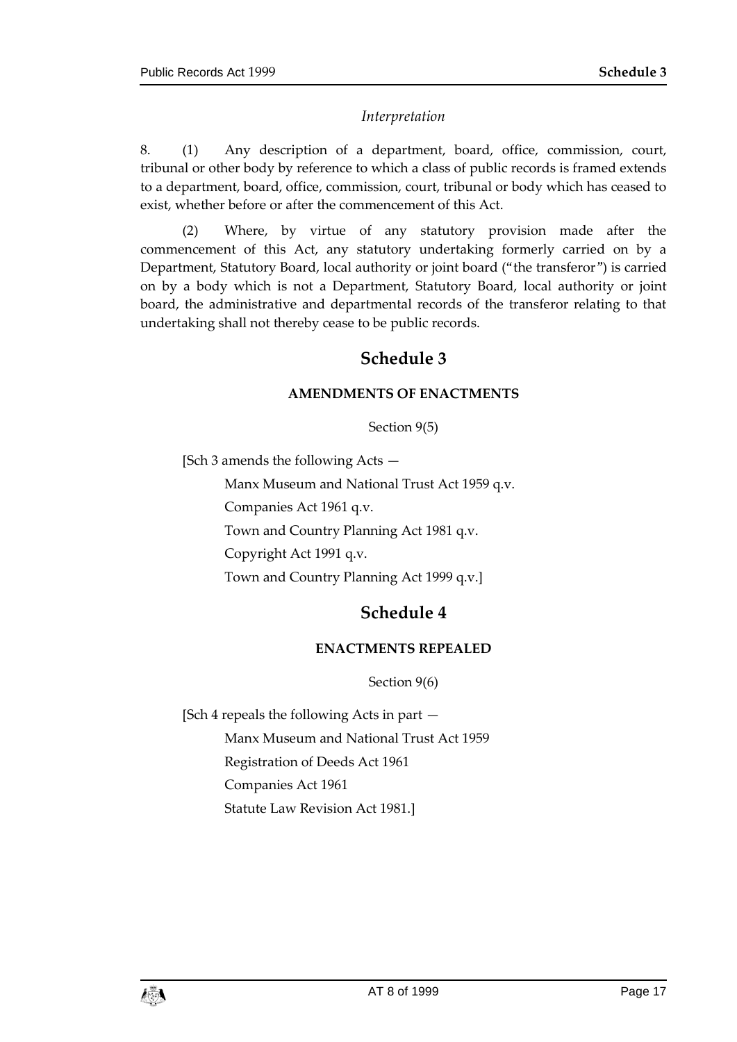*Interpretation*

8. (1) Any description of a department, board, office, commission, court, tribunal or other body by reference to which a class of public records is framed extends to a department, board, office, commission, court, tribunal or body which has ceased to exist, whether before or after the commencement of this Act.

(2) Where, by virtue of any statutory provision made after the commencement of this Act, any statutory undertaking formerly carried on by a Department, Statutory Board, local authority or joint board ("the transferor") is carried on by a body which is not a Department, Statutory Board, local authority or joint board, the administrative and departmental records of the transferor relating to that undertaking shall not thereby cease to be public records.

# Schedule 3

**AMENDMENTS OF ENACTMENTS**

Section 9(5)

[Sch 3 amends the following Acts —

Manx Museum and National Trust Act 1959 q.v.

Companies Act 1961 q.v.

Town and Country Planning Act 1981 q.v.

Copyright Act 1991 q.v.

Town and Country Planning Act 1999 q.v.]

# Schedule 4

**ENACTMENTS REPEALED**

Section 9(6)

[Sch 4 repeals the following Acts in part —

Manx Museum and National Trust Act 1959

Registration of Deeds Act 1961

Companies Act 1961

Statute Law Revision Act 1981.]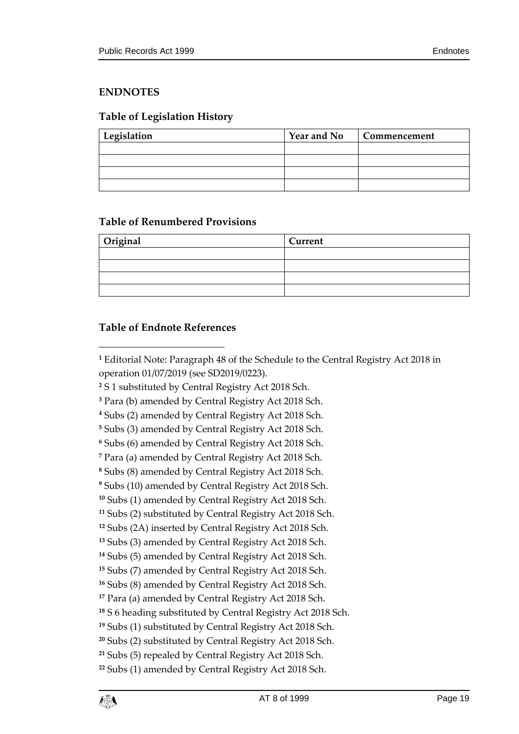## ENDNOTES

### Table of Legislation History

| Legislation | Year and No | Commencement |
|---|---|---|
| | | |
| | | |
| | | |
| | | |

### Table of Renumbered Provisions

| Original | Current |
|---|---|
| | |
| | |
| | |
| | |

### Table of Endnote References

[1] Editorial Note: Paragraph 48 of the Schedule to the Central Registry Act 2018 in operation 01/07/2019 (see SD2019/0223).

[2] S 1 substituted by Central Registry Act 2018 Sch.

[3] Para (b) amended by Central Registry Act 2018 Sch.

[4] Subs (2) amended by Central Registry Act 2018 Sch.

[5] Subs (3) amended by Central Registry Act 2018 Sch.

[6] Subs (6) amended by Central Registry Act 2018 Sch.

[7] Para (a) amended by Central Registry Act 2018 Sch.

[8] Subs (8) amended by Central Registry Act 2018 Sch.

[9] Subs (10) amended by Central Registry Act 2018 Sch.

[10] Subs (1) amended by Central Registry Act 2018 Sch.

[11] Subs (2) substituted by Central Registry Act 2018 Sch.

[12] Subs (2A) inserted by Central Registry Act 2018 Sch.

[13] Subs (3) amended by Central Registry Act 2018 Sch.

[14] Subs (5) amended by Central Registry Act 2018 Sch.

[15] Subs (7) amended by Central Registry Act 2018 Sch.

[16] Subs (8) amended by Central Registry Act 2018 Sch.

[17] Para (a) amended by Central Registry Act 2018 Sch.

[18] S 6 heading substituted by Central Registry Act 2018 Sch.

[19] Subs (1) substituted by Central Registry Act 2018 Sch.

[20] Subs (2) substituted by Central Registry Act 2018 Sch.

[21] Subs (5) repealed by Central Registry Act 2018 Sch.

[22] Subs (1) amended by Central Registry Act 2018 Sch.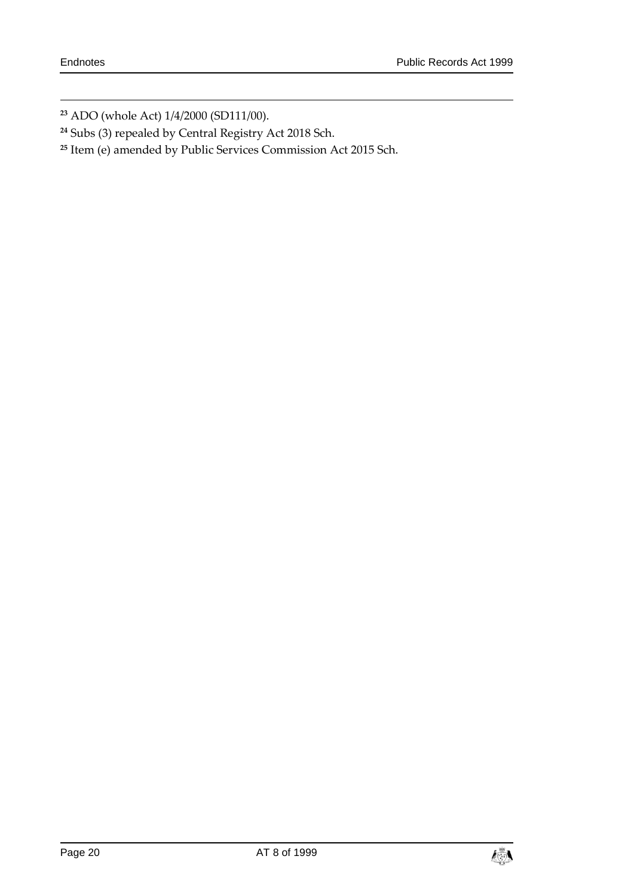[23] ADO (whole Act) 1/4/2000 (SD111/00).

[24] Subs (3) repealed by Central Registry Act 2018 Sch.

[25] Item (e) amended by Public Services Commission Act 2015 Sch.